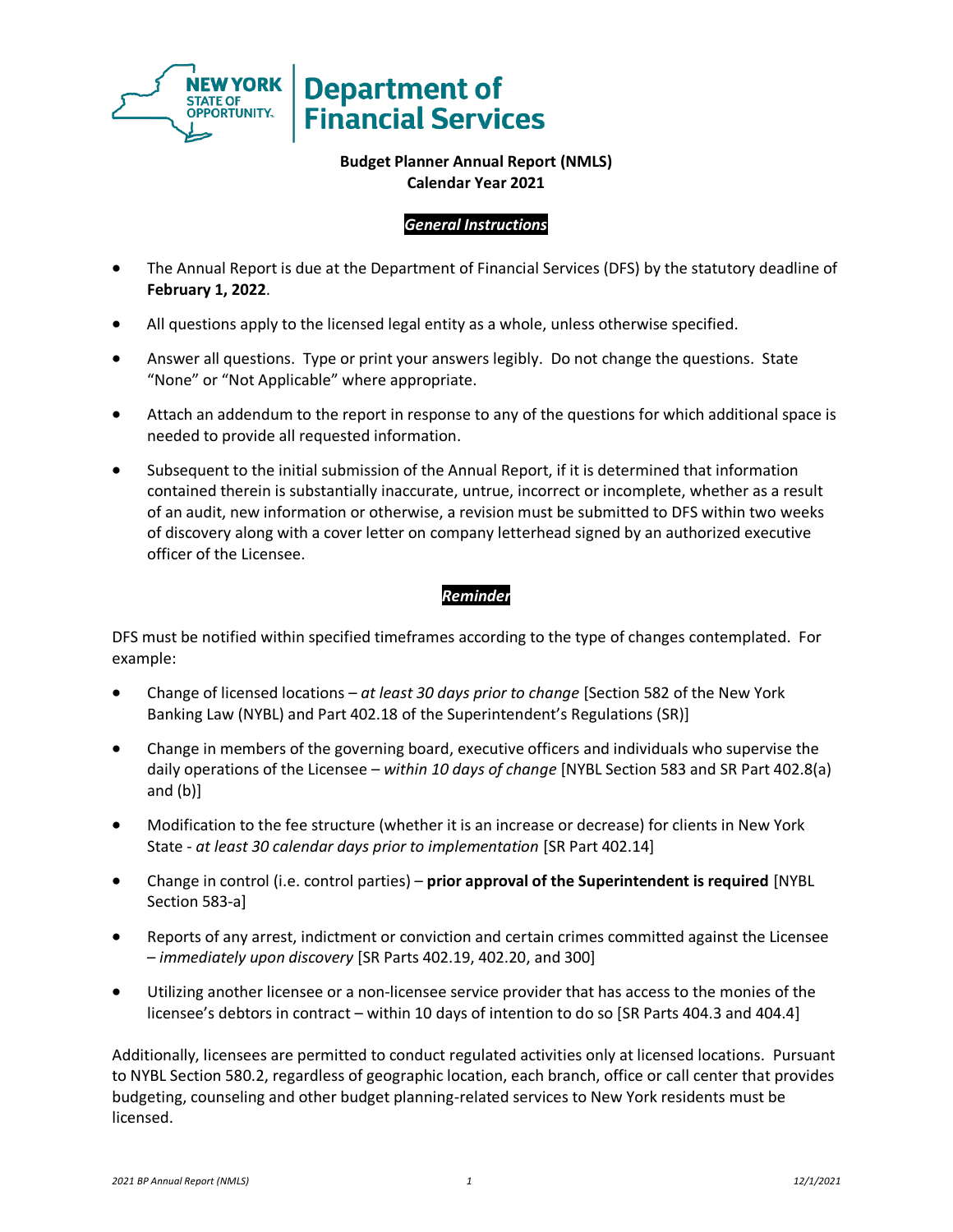# Department of Financial Services

**Budget Planner Annual Report (NMLS)**
**Calendar Year 2021**

***General Instructions***

- The Annual Report is due at the Department of Financial Services (DFS) by the statutory deadline of **February 1, 2022**.
- All questions apply to the licensed legal entity as a whole, unless otherwise specified.
- Answer all questions. Type or print your answers legibly. Do not change the questions. State "None" or "Not Applicable" where appropriate.
- Attach an addendum to the report in response to any of the questions for which additional space is needed to provide all requested information.
- Subsequent to the initial submission of the Annual Report, if it is determined that information contained therein is substantially inaccurate, untrue, incorrect or incomplete, whether as a result of an audit, new information or otherwise, a revision must be submitted to DFS within two weeks of discovery along with a cover letter on company letterhead signed by an authorized executive officer of the Licensee.

***Reminder***

DFS must be notified within specified timeframes according to the type of changes contemplated. For example:

- Change of licensed locations – *at least 30 days prior to change* [Section 582 of the New York Banking Law (NYBL) and Part 402.18 of the Superintendent's Regulations (SR)]
- Change in members of the governing board, executive officers and individuals who supervise the daily operations of the Licensee – *within 10 days of change* [NYBL Section 583 and SR Part 402.8(a) and (b)]
- Modification to the fee structure (whether it is an increase or decrease) for clients in New York State - *at least 30 calendar days prior to implementation* [SR Part 402.14]
- Change in control (i.e. control parties) – **prior approval of the Superintendent is required** [NYBL Section 583-a]
- Reports of any arrest, indictment or conviction and certain crimes committed against the Licensee – *immediately upon discovery* [SR Parts 402.19, 402.20, and 300]
- Utilizing another licensee or a non-licensee service provider that has access to the monies of the licensee's debtors in contract – within 10 days of intention to do so [SR Parts 404.3 and 404.4]

Additionally, licensees are permitted to conduct regulated activities only at licensed locations. Pursuant to NYBL Section 580.2, regardless of geographic location, each branch, office or call center that provides budgeting, counseling and other budget planning-related services to New York residents must be licensed.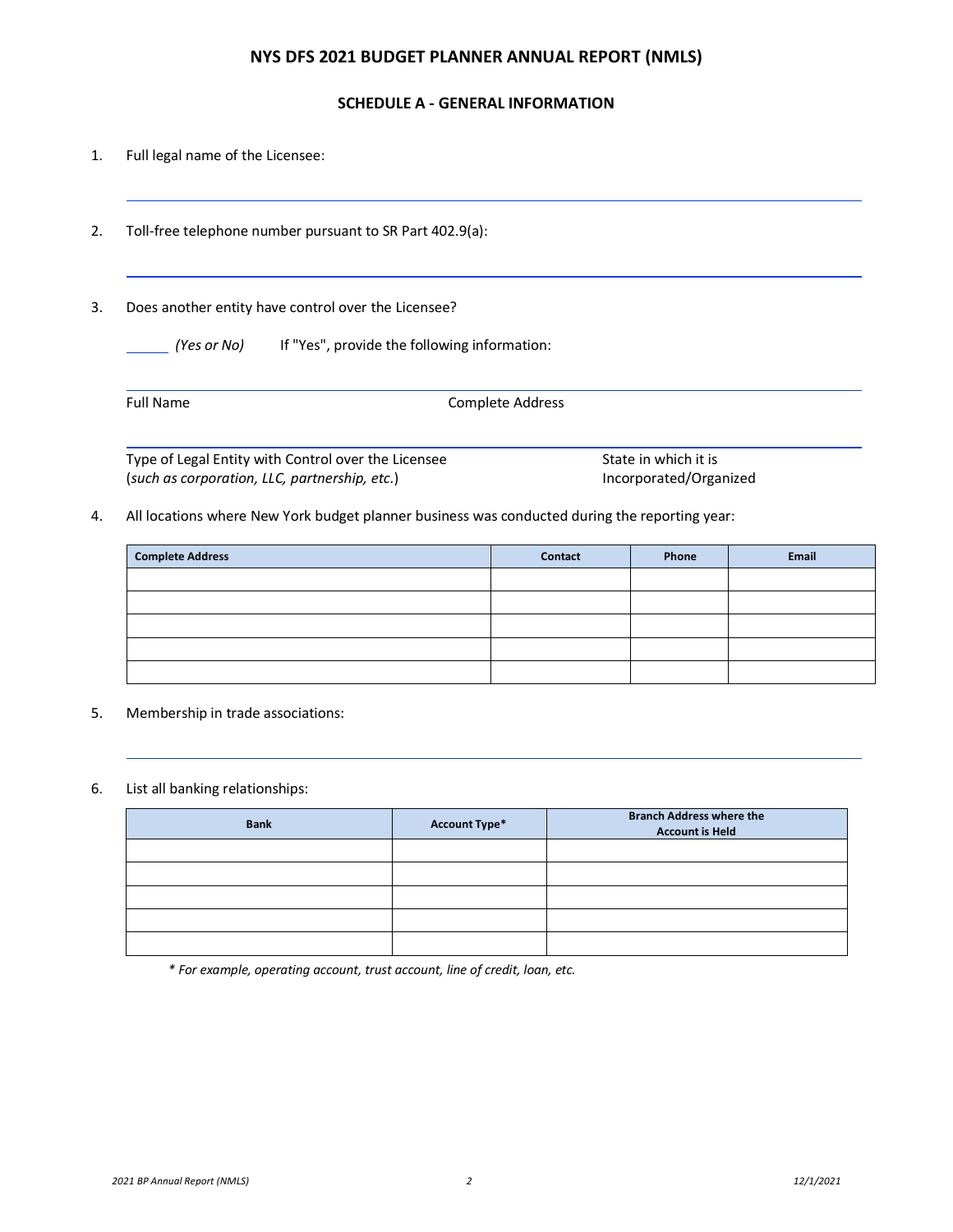## NYS DFS 2021 BUDGET PLANNER ANNUAL REPORT (NMLS)

### SCHEDULE A - GENERAL INFORMATION

1. Full legal name of the Licensee:

   ______________________________________________

2. Toll-free telephone number pursuant to SR Part 402.9(a):

   ______________________________________________

3. Does another entity have control over the Licensee?

   ______ *(Yes or No)* If "Yes", provide the following information:

   ______________________________________________

   Full Name Complete Address

   ______________________________________________

   Type of Legal Entity with Control over the Licensee (*such as corporation, LLC, partnership, etc.*) State in which it is Incorporated/Organized

4. All locations where New York budget planner business was conducted during the reporting year:

| Complete Address | Contact | Phone | Email |
|---|---|---|---|
| | | | |
| | | | |
| | | | |
| | | | |
| | | | |

5. Membership in trade associations:

   ______________________________________________

6. List all banking relationships:

| Bank | Account Type* | Branch Address where the Account is Held |
|---|---|---|
| | | |
| | | |
| | | |
| | | |
| | | |

*\* For example, operating account, trust account, line of credit, loan, etc.*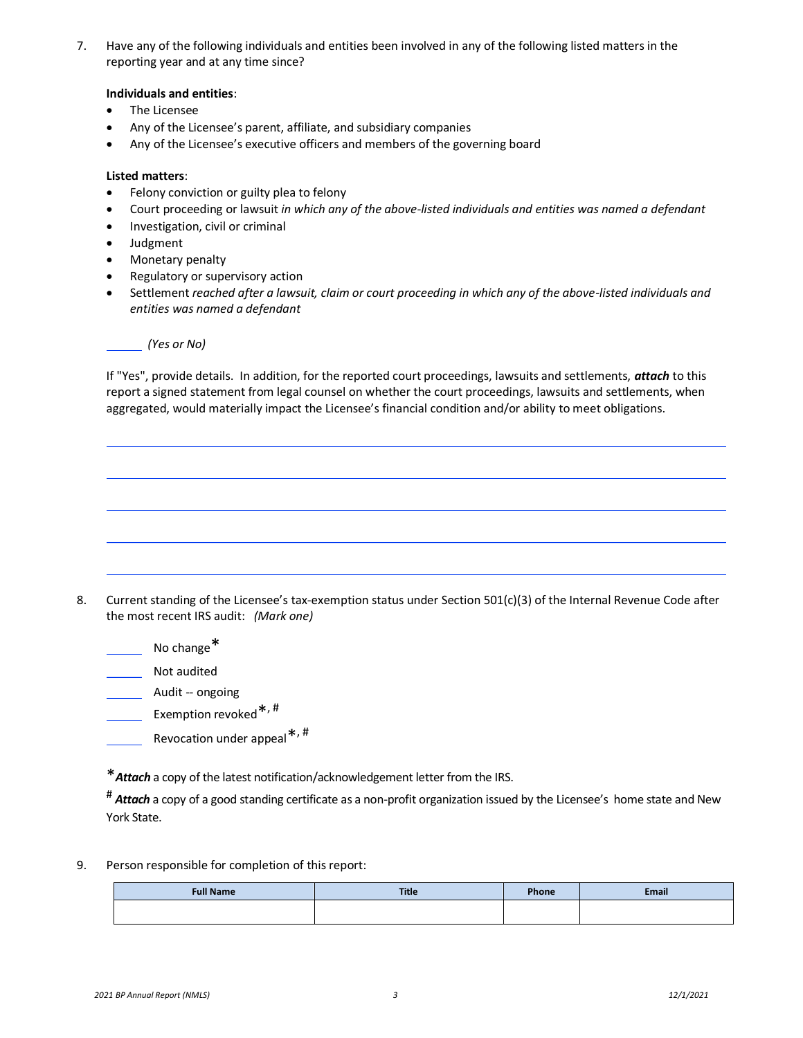7. Have any of the following individuals and entities been involved in any of the following listed matters in the reporting year and at any time since?

   **Individuals and entities**:
   - The Licensee
   - Any of the Licensee's parent, affiliate, and subsidiary companies
   - Any of the Licensee's executive officers and members of the governing board

   **Listed matters**:
   - Felony conviction or guilty plea to felony
   - Court proceeding or lawsuit *in which any of the above-listed individuals and entities was named a defendant*
   - Investigation, civil or criminal
   - Judgment
   - Monetary penalty
   - Regulatory or supervisory action
   - Settlement *reached after a lawsuit, claim or court proceeding in which any of the above-listed individuals and entities was named a defendant*

   ______ *(Yes or No)*

   If "Yes", provide details. In addition, for the reported court proceedings, lawsuits and settlements, ***attach*** to this report a signed statement from legal counsel on whether the court proceedings, lawsuits and settlements, when aggregated, would materially impact the Licensee's financial condition and/or ability to meet obligations.

8. Current standing of the Licensee's tax-exemption status under Section 501(c)(3) of the Internal Revenue Code after the most recent IRS audit: *(Mark one)*

   ______ No change*

   ______ Not audited

   ______ Audit -- ongoing

   ______ Exemption revoked*, #

   ______ Revocation under appeal*, #

   \* ***Attach*** a copy of the latest notification/acknowledgement letter from the IRS.

   \# ***Attach*** a copy of a good standing certificate as a non-profit organization issued by the Licensee's home state and New York State.

9. Person responsible for completion of this report:

| Full Name | Title | Phone | Email |
|---|---|---|---|
| | | | |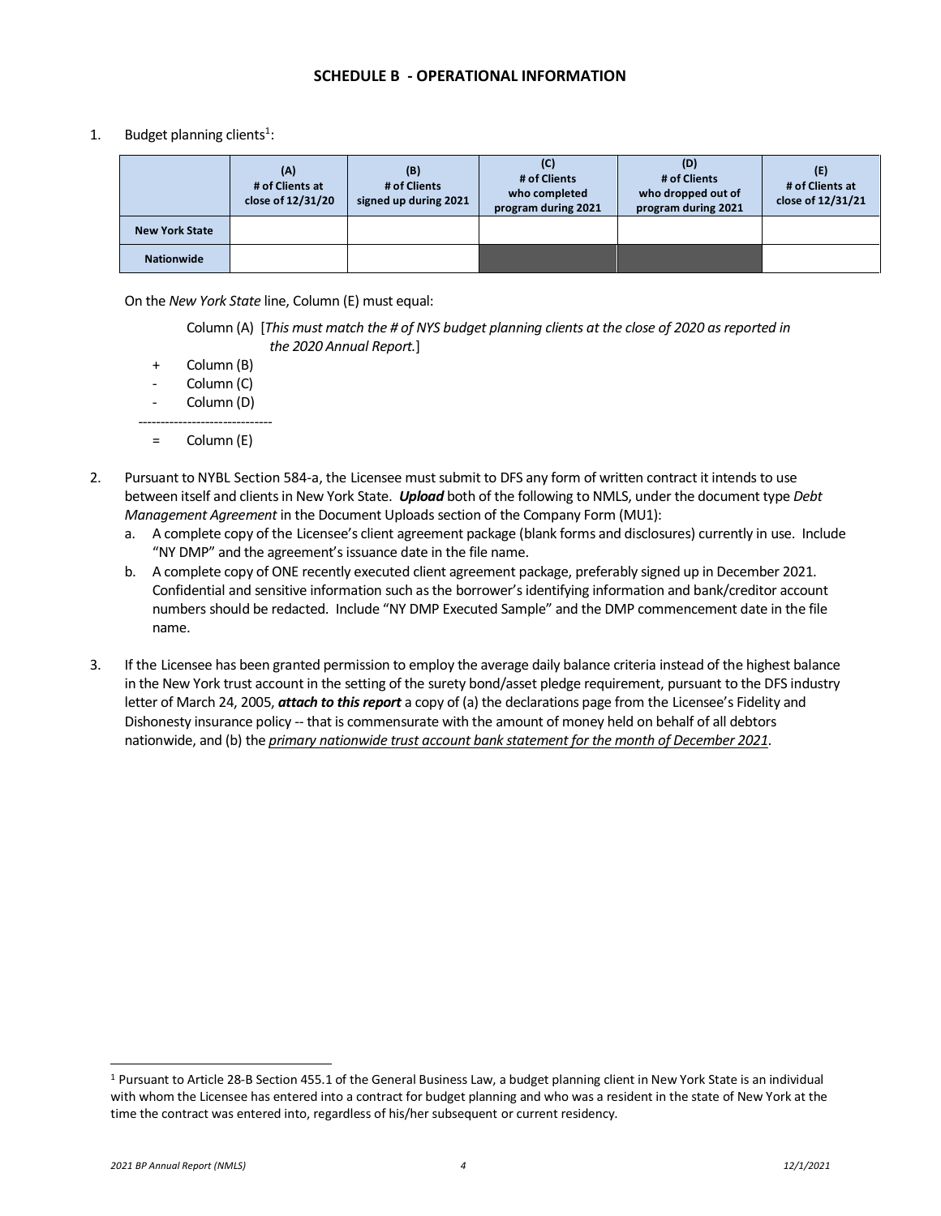## SCHEDULE B - OPERATIONAL INFORMATION

1. Budget planning clients[1]:

| | (A) # of Clients at close of 12/31/20 | (B) # of Clients signed up during 2021 | (C) # of Clients who completed program during 2021 | (D) # of Clients who dropped out of program during 2021 | (E) # of Clients at close of 12/31/21 |
|---|---|---|---|---|---|
| **New York State** | | | | | |
| **Nationwide** | | | | | |

On the *New York State* line, Column (E) must equal:

Column (A) [*This must match the # of NYS budget planning clients at the close of 2020 as reported in the 2020 Annual Report.*]
\+ Column (B)
\- Column (C)
\- Column (D)
------------------------------
= Column (E)

2. Pursuant to NYBL Section 584-a, the Licensee must submit to DFS any form of written contract it intends to use between itself and clients in New York State. ***Upload*** both of the following to NMLS, under the document type *Debt Management Agreement* in the Document Uploads section of the Company Form (MU1):
   a. A complete copy of the Licensee's client agreement package (blank forms and disclosures) currently in use. Include "NY DMP" and the agreement's issuance date in the file name.
   b. A complete copy of ONE recently executed client agreement package, preferably signed up in December 2021. Confidential and sensitive information such as the borrower's identifying information and bank/creditor account numbers should be redacted. Include "NY DMP Executed Sample" and the DMP commencement date in the file name.

3. If the Licensee has been granted permission to employ the average daily balance criteria instead of the highest balance in the New York trust account in the setting of the surety bond/asset pledge requirement, pursuant to the DFS industry letter of March 24, 2005, ***attach to this report*** a copy of (a) the declarations page from the Licensee's Fidelity and Dishonesty insurance policy -- that is commensurate with the amount of money held on behalf of all debtors nationwide, and (b) the <u>*primary nationwide trust account bank statement for the month of December 2021*</u>.

---

[1] Pursuant to Article 28-B Section 455.1 of the General Business Law, a budget planning client in New York State is an individual with whom the Licensee has entered into a contract for budget planning and who was a resident in the state of New York at the time the contract was entered into, regardless of his/her subsequent or current residency.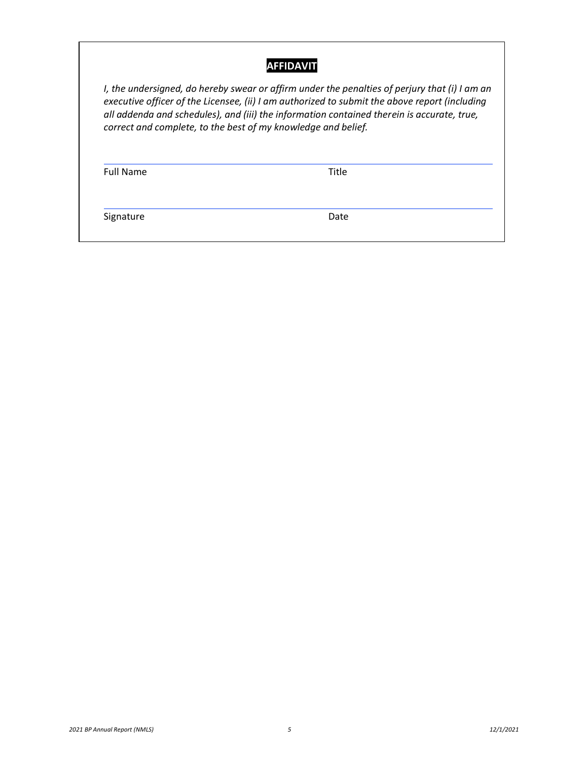## AFFIDAVIT

*I, the undersigned, do hereby swear or affirm under the penalties of perjury that (i) I am an executive officer of the Licensee, (ii) I am authorized to submit the above report (including all addenda and schedules), and (iii) the information contained therein is accurate, true, correct and complete, to the best of my knowledge and belief.*

| | |
|---|---|
| Full Name | Title |
| Signature | Date |